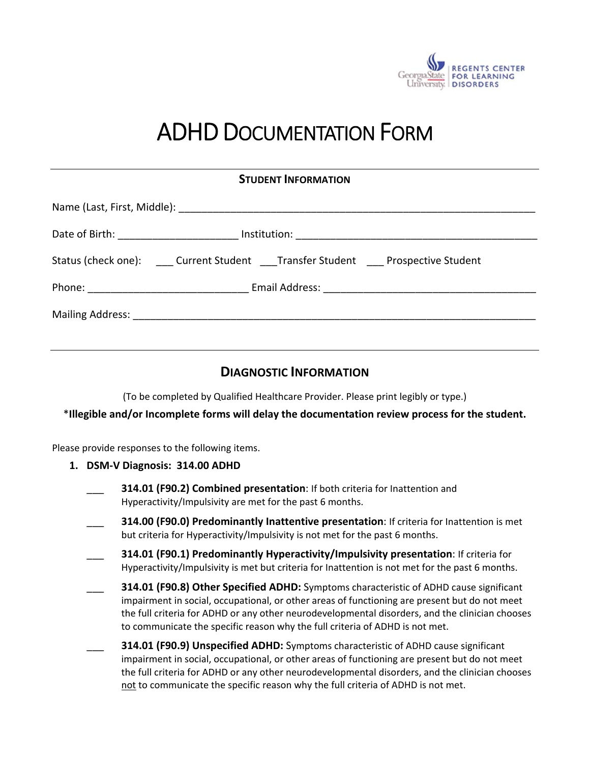# ADHD Documentation Form

## Student Information

Name (Last, First, Middle): ______________________________________________________________

Date of Birth: ____________________ Institution: __________________________________________

Status (check one): ___ Current Student ___Transfer Student ___ Prospective Student

Phone: ___________________________ Email Address: ____________________________________

Mailing Address: _____________________________________________________________________

## Diagnostic Information

(To be completed by Qualified Healthcare Provider. Please print legibly or type.)

***Illegible and/or Incomplete forms will delay the documentation review process for the student.**

Please provide responses to the following items.

1. **DSM-V Diagnosis: 314.00 ADHD**

   ___ **314.01 (F90.2) Combined presentation**: If both criteria for Inattention and Hyperactivity/Impulsivity are met for the past 6 months.

   ___ **314.00 (F90.0) Predominantly Inattentive presentation**: If criteria for Inattention is met but criteria for Hyperactivity/Impulsivity is not met for the past 6 months.

   ___ **314.01 (F90.1) Predominantly Hyperactivity/Impulsivity presentation**: If criteria for Hyperactivity/Impulsivity is met but criteria for Inattention is not met for the past 6 months.

   ___ **314.01 (F90.8) Other Specified ADHD:** Symptoms characteristic of ADHD cause significant impairment in social, occupational, or other areas of functioning are present but do not meet the full criteria for ADHD or any other neurodevelopmental disorders, and the clinician chooses to communicate the specific reason why the full criteria of ADHD is not met.

   ___ **314.01 (F90.9) Unspecified ADHD:** Symptoms characteristic of ADHD cause significant impairment in social, occupational, or other areas of functioning are present but do not meet the full criteria for ADHD or any other neurodevelopmental disorders, and the clinician chooses not to communicate the specific reason why the full criteria of ADHD is not met.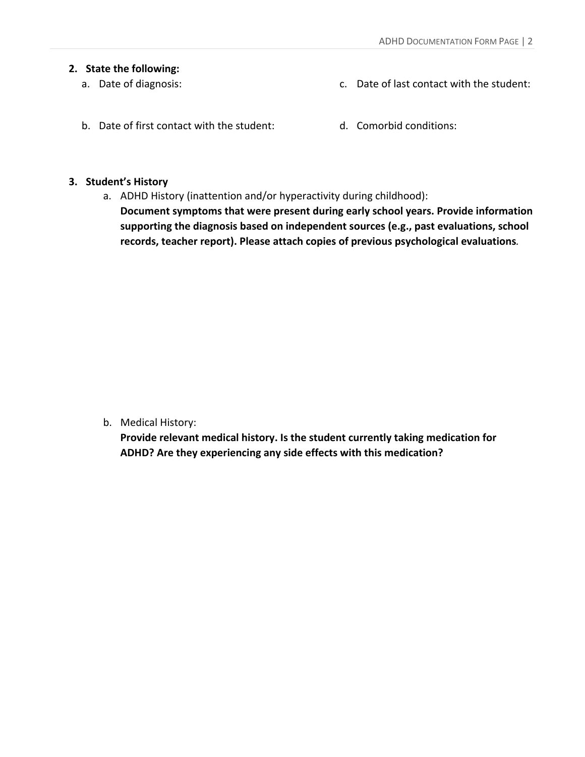2. **State the following:**
    a. Date of diagnosis:

    b. Date of first contact with the student:

    c. Date of last contact with the student:

    d. Comorbid conditions:

3. **Student's History**
    a. ADHD History (inattention and/or hyperactivity during childhood):
    **Document symptoms that were present during early school years. Provide information supporting the diagnosis based on independent sources (e.g., past evaluations, school records, teacher report). Please attach copies of previous psychological evaluations.**

    b. Medical History:
    **Provide relevant medical history. Is the student currently taking medication for ADHD? Are they experiencing any side effects with this medication?**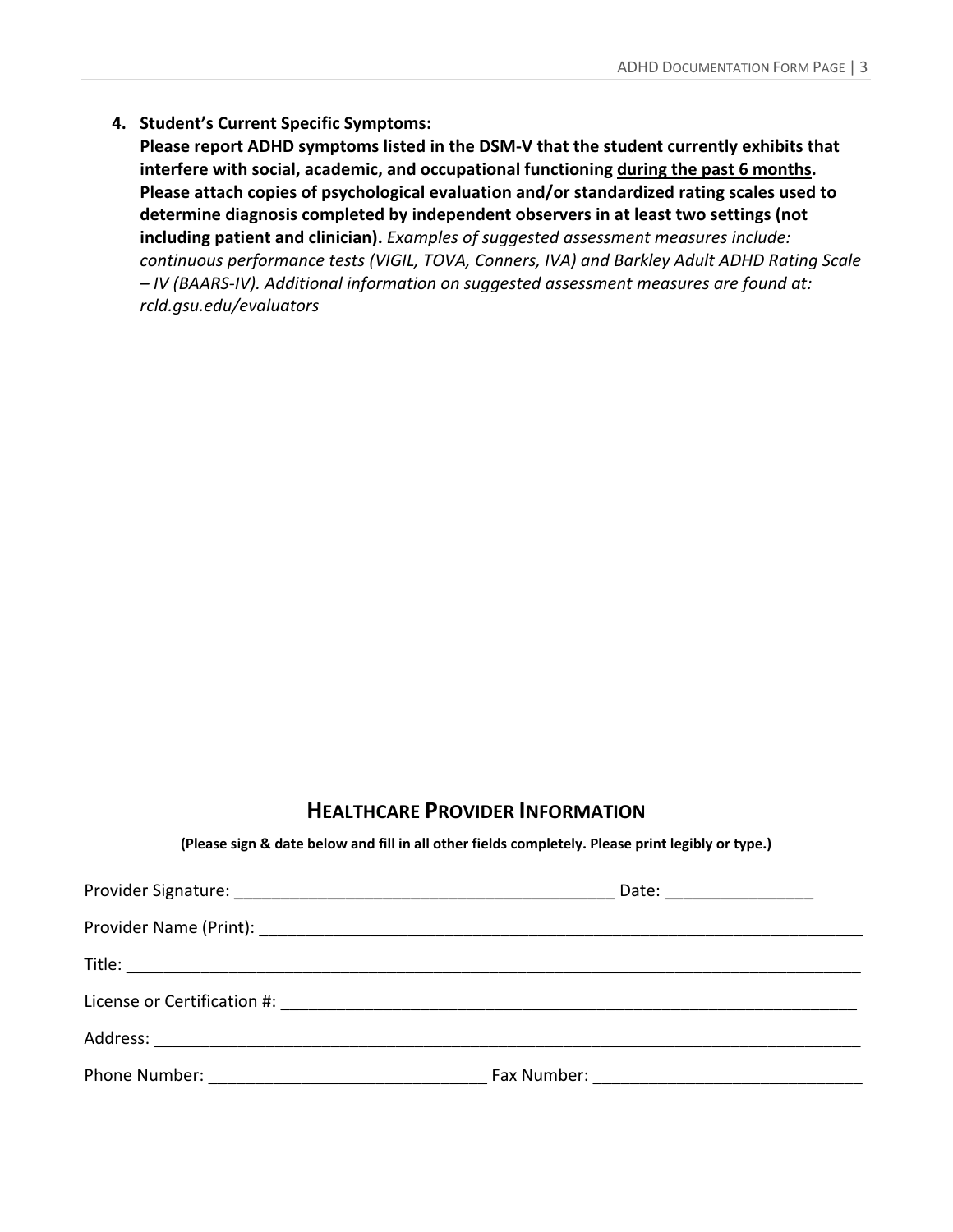4. **Student's Current Specific Symptoms:**
   **Please report ADHD symptoms listed in the DSM-V that the student currently exhibits that interfere with social, academic, and occupational functioning <u>during the past 6 months</u>. Please attach copies of psychological evaluation and/or standardized rating scales used to determine diagnosis completed by independent observers in at least two settings (not including patient and clinician).** *Examples of suggested assessment measures include: continuous performance tests (VIGIL, TOVA, Conners, IVA) and Barkley Adult ADHD Rating Scale – IV (BAARS-IV). Additional information on suggested assessment measures are found at: rcld.gsu.edu/evaluators*

---

## HEALTHCARE PROVIDER INFORMATION

**(Please sign & date below and fill in all other fields completely. Please print legibly or type.)**

Provider Signature: _________________________________________ Date: ________________

Provider Name (Print): ____________________________________________________________________

Title: ________________________________________________________________________________

License or Certification #: _________________________________________________________________

Address: _____________________________________________________________________________

Phone Number: ______________________________ Fax Number: _____________________________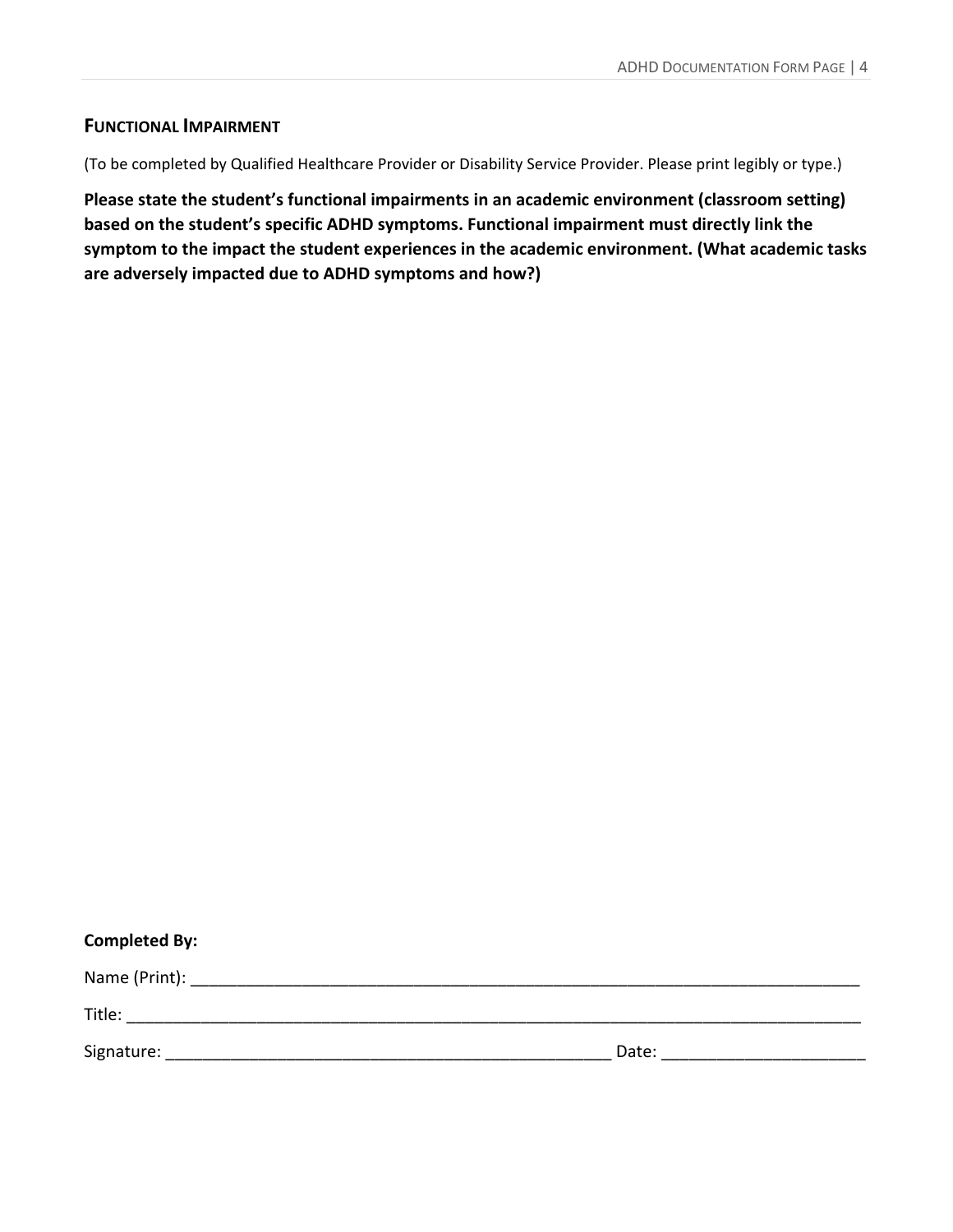## Functional Impairment

(To be completed by Qualified Healthcare Provider or Disability Service Provider. Please print legibly or type.)

**Please state the student's functional impairments in an academic environment (classroom setting) based on the student's specific ADHD symptoms. Functional impairment must directly link the symptom to the impact the student experiences in the academic environment. (What academic tasks are adversely impacted due to ADHD symptoms and how?)**

**Completed By:**

Name (Print): ___________________________________________________________________________

Title: _________________________________________________________________________________

Signature: __________________________________________________ Date: ______________________